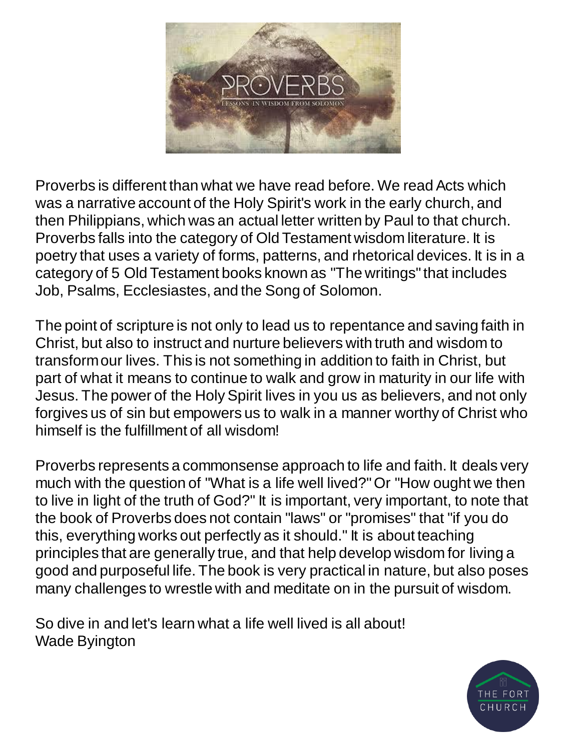Proverbs is different than what we have read before. We read Acts which was a narrative account of the Holy Spirit's work in the early church, and then Philippians, which was an actual letter written by Paul to that church. Proverbs falls into the category of Old Testament wisdom literature. It is poetry that uses a variety of forms, patterns, and rhetorical devices. It is in a category of 5 Old Testament books known as "The writings" that includes Job, Psalms, Ecclesiastes, and the Song of Solomon.

The point of scripture is not only to lead us to repentance and saving faith in Christ, but also to instruct and nurture believers with truth and wisdom to transform our lives. This is not something in addition to faith in Christ, but part of what it means to continue to walk and grow in maturity in our life with Jesus. The power of the Holy Spirit lives in you us as believers, and not only forgives us of sin but empowers us to walk in a manner worthy of Christ who himself is the fulfillment of all wisdom!

Proverbs represents a commonsense approach to life and faith. It deals very much with the question of "What is a life well lived?" Or "How ought we then to live in light of the truth of God?" It is important, very important, to note that the book of Proverbs does not contain "laws" or "promises" that "if you do this, everything works out perfectly as it should." It is about teaching principles that are generally true, and that help develop wisdom for living a good and purposeful life. The book is very practical in nature, but also poses many challenges to wrestle with and meditate on in the pursuit of wisdom.

So dive in and let's learn what a life well lived is all about!
Wade Byington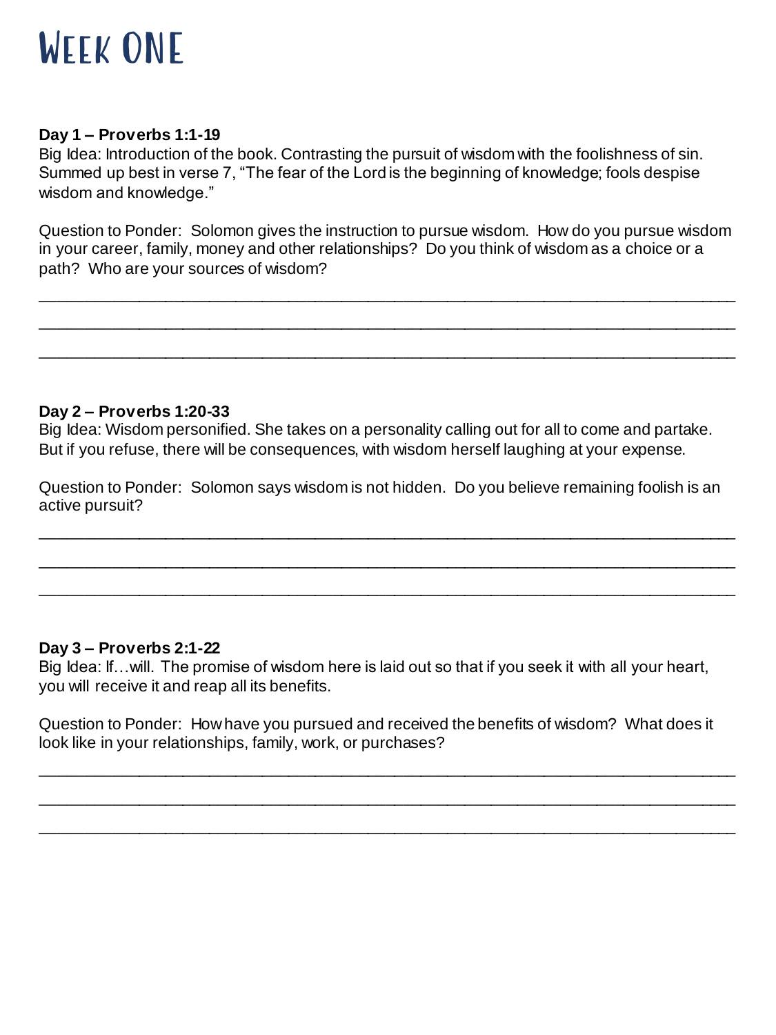# Week One

**Day 1 – Proverbs 1:1-19**
Big Idea: Introduction of the book. Contrasting the pursuit of wisdom with the foolishness of sin. Summed up best in verse 7, "The fear of the Lord is the beginning of knowledge; fools despise wisdom and knowledge."

Question to Ponder: Solomon gives the instruction to pursue wisdom. How do you pursue wisdom in your career, family, money and other relationships? Do you think of wisdom as a choice or a path? Who are your sources of wisdom?

_______________________________________________________________________________

_______________________________________________________________________________

_______________________________________________________________________________

**Day 2 – Proverbs 1:20-33**
Big Idea: Wisdom personified. She takes on a personality calling out for all to come and partake. But if you refuse, there will be consequences, with wisdom herself laughing at your expense.

Question to Ponder: Solomon says wisdom is not hidden. Do you believe remaining foolish is an active pursuit?

_______________________________________________________________________________

_______________________________________________________________________________

_______________________________________________________________________________

**Day 3 – Proverbs 2:1-22**
Big Idea: If…will. The promise of wisdom here is laid out so that if you seek it with all your heart, you will receive it and reap all its benefits.

Question to Ponder: How have you pursued and received the benefits of wisdom? What does it look like in your relationships, family, work, or purchases?

_______________________________________________________________________________

_______________________________________________________________________________

_______________________________________________________________________________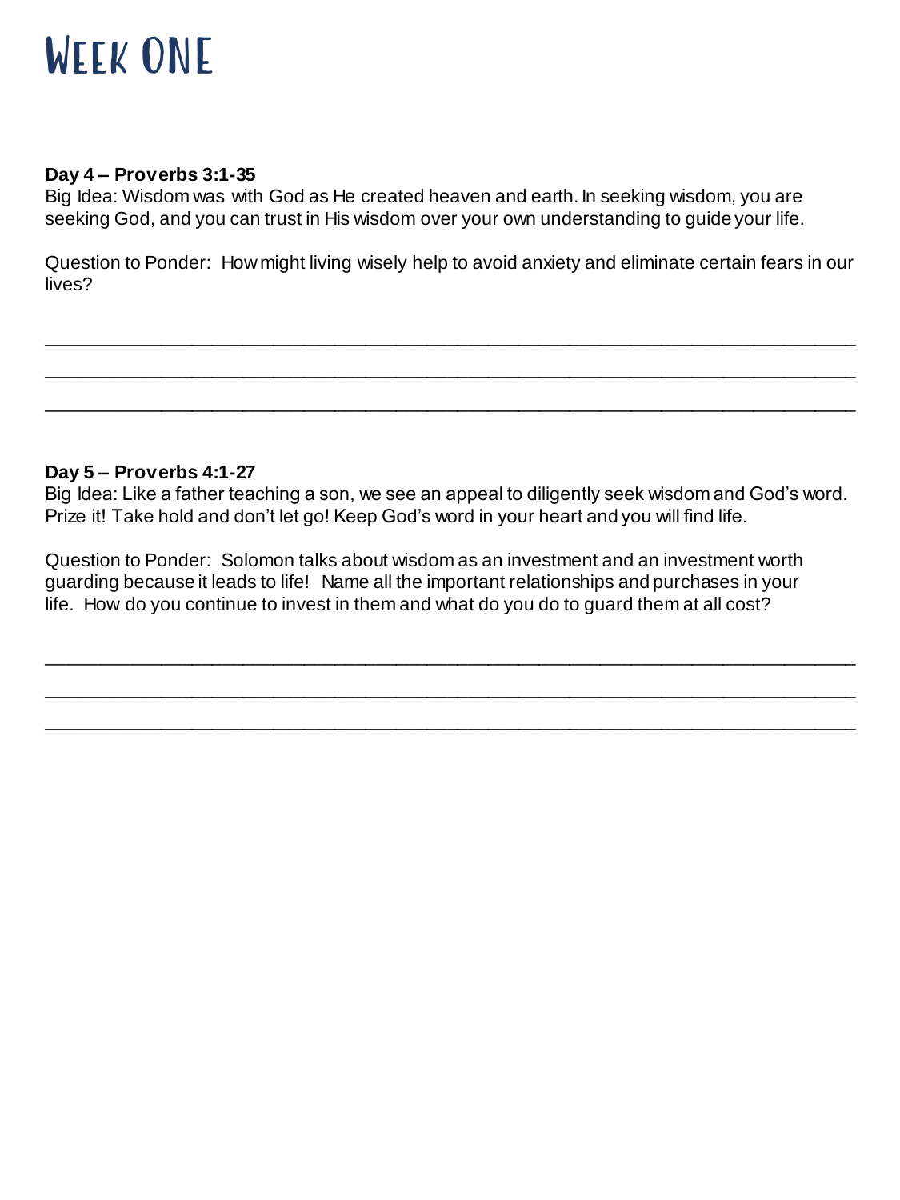# Week One

**Day 4 – Proverbs 3:1-35**
Big Idea: Wisdom was with God as He created heaven and earth. In seeking wisdom, you are seeking God, and you can trust in His wisdom over your own understanding to guide your life.

Question to Ponder: How might living wisely help to avoid anxiety and eliminate certain fears in our lives?

\_\_\_\_\_\_\_\_\_\_\_\_\_\_\_\_\_\_\_\_\_\_\_\_\_\_\_\_\_\_\_\_\_\_\_\_\_\_\_\_\_\_\_\_\_\_\_\_\_\_\_\_\_\_\_\_\_\_\_\_\_\_\_\_\_\_\_\_\_\_\_\_\_\_\_\_

\_\_\_\_\_\_\_\_\_\_\_\_\_\_\_\_\_\_\_\_\_\_\_\_\_\_\_\_\_\_\_\_\_\_\_\_\_\_\_\_\_\_\_\_\_\_\_\_\_\_\_\_\_\_\_\_\_\_\_\_\_\_\_\_\_\_\_\_\_\_\_\_\_\_\_\_

\_\_\_\_\_\_\_\_\_\_\_\_\_\_\_\_\_\_\_\_\_\_\_\_\_\_\_\_\_\_\_\_\_\_\_\_\_\_\_\_\_\_\_\_\_\_\_\_\_\_\_\_\_\_\_\_\_\_\_\_\_\_\_\_\_\_\_\_\_\_\_\_\_\_\_\_

**Day 5 – Proverbs 4:1-27**
Big Idea: Like a father teaching a son, we see an appeal to diligently seek wisdom and God's word. Prize it! Take hold and don't let go! Keep God's word in your heart and you will find life.

Question to Ponder: Solomon talks about wisdom as an investment and an investment worth guarding because it leads to life! Name all the important relationships and purchases in your life. How do you continue to invest in them and what do you do to guard them at all cost?

\_\_\_\_\_\_\_\_\_\_\_\_\_\_\_\_\_\_\_\_\_\_\_\_\_\_\_\_\_\_\_\_\_\_\_\_\_\_\_\_\_\_\_\_\_\_\_\_\_\_\_\_\_\_\_\_\_\_\_\_\_\_\_\_\_\_\_\_\_\_\_\_\_\_\_\_

\_\_\_\_\_\_\_\_\_\_\_\_\_\_\_\_\_\_\_\_\_\_\_\_\_\_\_\_\_\_\_\_\_\_\_\_\_\_\_\_\_\_\_\_\_\_\_\_\_\_\_\_\_\_\_\_\_\_\_\_\_\_\_\_\_\_\_\_\_\_\_\_\_\_\_\_

\_\_\_\_\_\_\_\_\_\_\_\_\_\_\_\_\_\_\_\_\_\_\_\_\_\_\_\_\_\_\_\_\_\_\_\_\_\_\_\_\_\_\_\_\_\_\_\_\_\_\_\_\_\_\_\_\_\_\_\_\_\_\_\_\_\_\_\_\_\_\_\_\_\_\_\_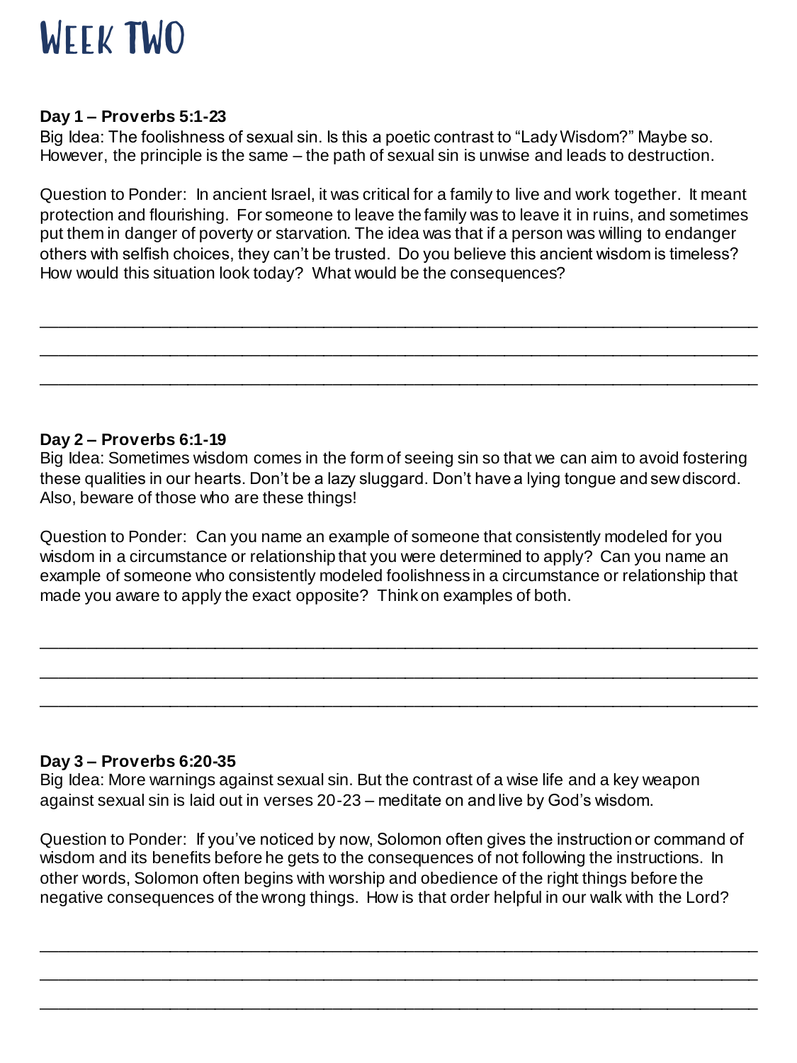# WEEK TWO

**Day 1 – Proverbs 5:1-23**

Big Idea: The foolishness of sexual sin. Is this a poetic contrast to "Lady Wisdom?" Maybe so. However, the principle is the same – the path of sexual sin is unwise and leads to destruction.

Question to Ponder: In ancient Israel, it was critical for a family to live and work together. It meant protection and flourishing. For someone to leave the family was to leave it in ruins, and sometimes put them in danger of poverty or starvation. The idea was that if a person was willing to endanger others with selfish choices, they can't be trusted. Do you believe this ancient wisdom is timeless? How would this situation look today? What would be the consequences?

______________________________________________________________________________

______________________________________________________________________________

______________________________________________________________________________

**Day 2 – Proverbs 6:1-19**

Big Idea: Sometimes wisdom comes in the form of seeing sin so that we can aim to avoid fostering these qualities in our hearts. Don't be a lazy sluggard. Don't have a lying tongue and sew discord. Also, beware of those who are these things!

Question to Ponder: Can you name an example of someone that consistently modeled for you wisdom in a circumstance or relationship that you were determined to apply? Can you name an example of someone who consistently modeled foolishness in a circumstance or relationship that made you aware to apply the exact opposite? Think on examples of both.

______________________________________________________________________________

______________________________________________________________________________

______________________________________________________________________________

**Day 3 – Proverbs 6:20-35**

Big Idea: More warnings against sexual sin. But the contrast of a wise life and a key weapon against sexual sin is laid out in verses 20-23 – meditate on and live by God's wisdom.

Question to Ponder: If you've noticed by now, Solomon often gives the instruction or command of wisdom and its benefits before he gets to the consequences of not following the instructions. In other words, Solomon often begins with worship and obedience of the right things before the negative consequences of the wrong things. How is that order helpful in our walk with the Lord?

______________________________________________________________________________

______________________________________________________________________________

______________________________________________________________________________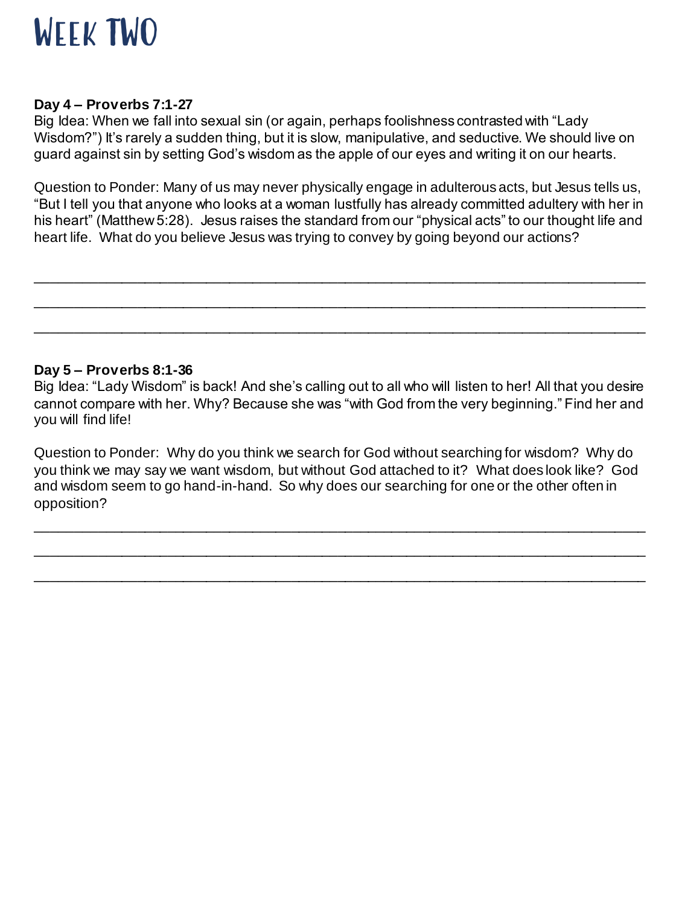# Week Two

**Day 4 – Proverbs 7:1-27**

Big Idea: When we fall into sexual sin (or again, perhaps foolishness contrasted with "Lady Wisdom?") It's rarely a sudden thing, but it is slow, manipulative, and seductive. We should live on guard against sin by setting God's wisdom as the apple of our eyes and writing it on our hearts.

Question to Ponder: Many of us may never physically engage in adulterous acts, but Jesus tells us, "But I tell you that anyone who looks at a woman lustfully has already committed adultery with her in his heart" (Matthew 5:28). Jesus raises the standard from our "physical acts" to our thought life and heart life. What do you believe Jesus was trying to convey by going beyond our actions?

_______________________________________________________________________________

_______________________________________________________________________________

_______________________________________________________________________________

**Day 5 – Proverbs 8:1-36**

Big Idea: "Lady Wisdom" is back! And she's calling out to all who will listen to her! All that you desire cannot compare with her. Why? Because she was "with God from the very beginning." Find her and you will find life!

Question to Ponder: Why do you think we search for God without searching for wisdom? Why do you think we may say we want wisdom, but without God attached to it? What does look like? God and wisdom seem to go hand-in-hand. So why does our searching for one or the other often in opposition?

_______________________________________________________________________________

_______________________________________________________________________________

_______________________________________________________________________________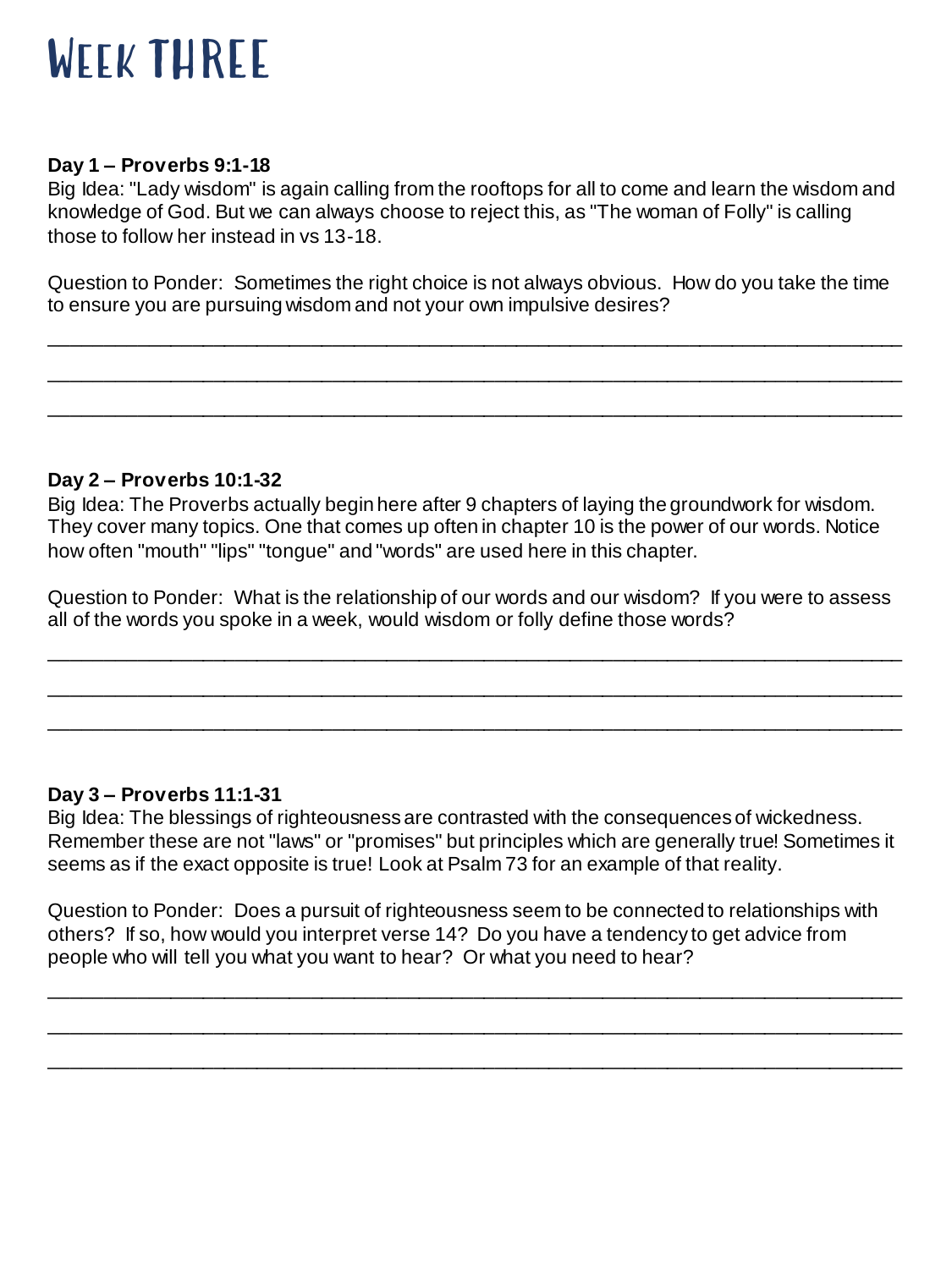# Week Three

**Day 1 – Proverbs 9:1-18**
Big Idea: "Lady wisdom" is again calling from the rooftops for all to come and learn the wisdom and knowledge of God. But we can always choose to reject this, as "The woman of Folly" is calling those to follow her instead in vs 13-18.

Question to Ponder: Sometimes the right choice is not always obvious. How do you take the time to ensure you are pursuing wisdom and not your own impulsive desires?

______________________________________________________________________________

______________________________________________________________________________

______________________________________________________________________________

**Day 2 – Proverbs 10:1-32**
Big Idea: The Proverbs actually begin here after 9 chapters of laying the groundwork for wisdom. They cover many topics. One that comes up often in chapter 10 is the power of our words. Notice how often "mouth" "lips" "tongue" and "words" are used here in this chapter.

Question to Ponder: What is the relationship of our words and our wisdom? If you were to assess all of the words you spoke in a week, would wisdom or folly define those words?

______________________________________________________________________________

______________________________________________________________________________

______________________________________________________________________________

**Day 3 – Proverbs 11:1-31**
Big Idea: The blessings of righteousness are contrasted with the consequences of wickedness. Remember these are not "laws" or "promises" but principles which are generally true! Sometimes it seems as if the exact opposite is true! Look at Psalm 73 for an example of that reality.

Question to Ponder: Does a pursuit of righteousness seem to be connected to relationships with others? If so, how would you interpret verse 14? Do you have a tendency to get advice from people who will tell you what you want to hear? Or what you need to hear?

______________________________________________________________________________

______________________________________________________________________________

______________________________________________________________________________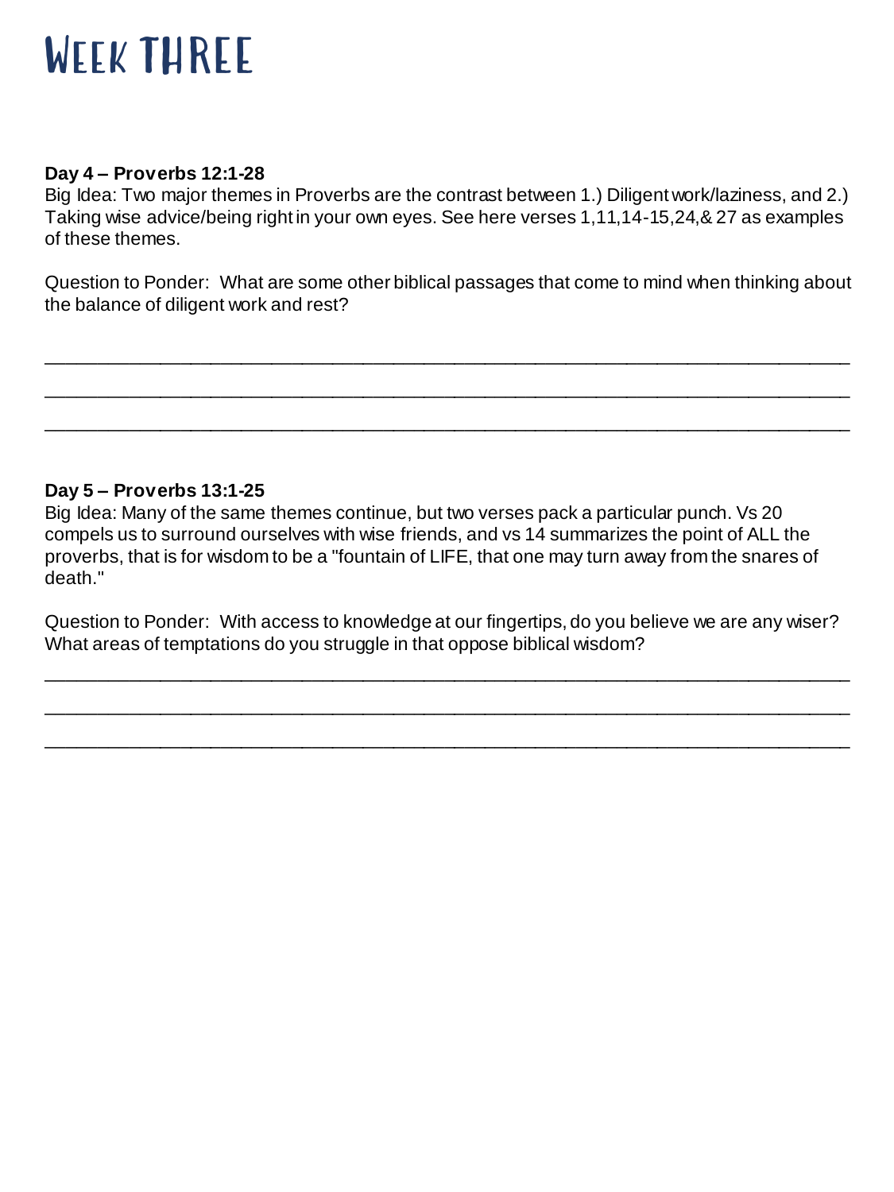# Week Three

**Day 4 – Proverbs 12:1-28**
Big Idea: Two major themes in Proverbs are the contrast between 1.) Diligent work/laziness, and 2.) Taking wise advice/being right in your own eyes. See here verses 1,11,14-15,24,& 27 as examples of these themes.

Question to Ponder: What are some other biblical passages that come to mind when thinking about the balance of diligent work and rest?

______________________________________________________________________

______________________________________________________________________

______________________________________________________________________

**Day 5 – Proverbs 13:1-25**
Big Idea: Many of the same themes continue, but two verses pack a particular punch. Vs 20 compels us to surround ourselves with wise friends, and vs 14 summarizes the point of ALL the proverbs, that is for wisdom to be a "fountain of LIFE, that one may turn away from the snares of death."

Question to Ponder: With access to knowledge at our fingertips, do you believe we are any wiser? What areas of temptations do you struggle in that oppose biblical wisdom?

______________________________________________________________________

______________________________________________________________________

______________________________________________________________________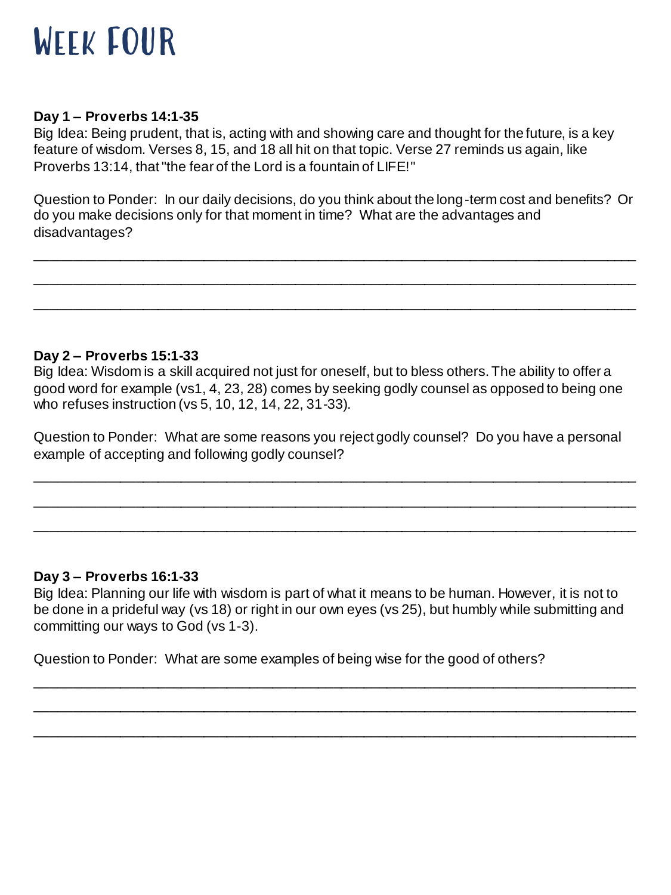# Week Four

**Day 1 – Proverbs 14:1-35**

Big Idea: Being prudent, that is, acting with and showing care and thought for the future, is a key feature of wisdom. Verses 8, 15, and 18 all hit on that topic. Verse 27 reminds us again, like Proverbs 13:14, that "the fear of the Lord is a fountain of LIFE!"

Question to Ponder: In our daily decisions, do you think about the long-term cost and benefits? Or do you make decisions only for that moment in time? What are the advantages and disadvantages?

_______________________________________________________________________________

_______________________________________________________________________________

_______________________________________________________________________________

**Day 2 – Proverbs 15:1-33**

Big Idea: Wisdom is a skill acquired not just for oneself, but to bless others. The ability to offer a good word for example (vs1, 4, 23, 28) comes by seeking godly counsel as opposed to being one who refuses instruction (vs 5, 10, 12, 14, 22, 31-33).

Question to Ponder: What are some reasons you reject godly counsel? Do you have a personal example of accepting and following godly counsel?

_______________________________________________________________________________

_______________________________________________________________________________

_______________________________________________________________________________

**Day 3 – Proverbs 16:1-33**

Big Idea: Planning our life with wisdom is part of what it means to be human. However, it is not to be done in a prideful way (vs 18) or right in our own eyes (vs 25), but humbly while submitting and committing our ways to God (vs 1-3).

Question to Ponder: What are some examples of being wise for the good of others?

_______________________________________________________________________________

_______________________________________________________________________________

_______________________________________________________________________________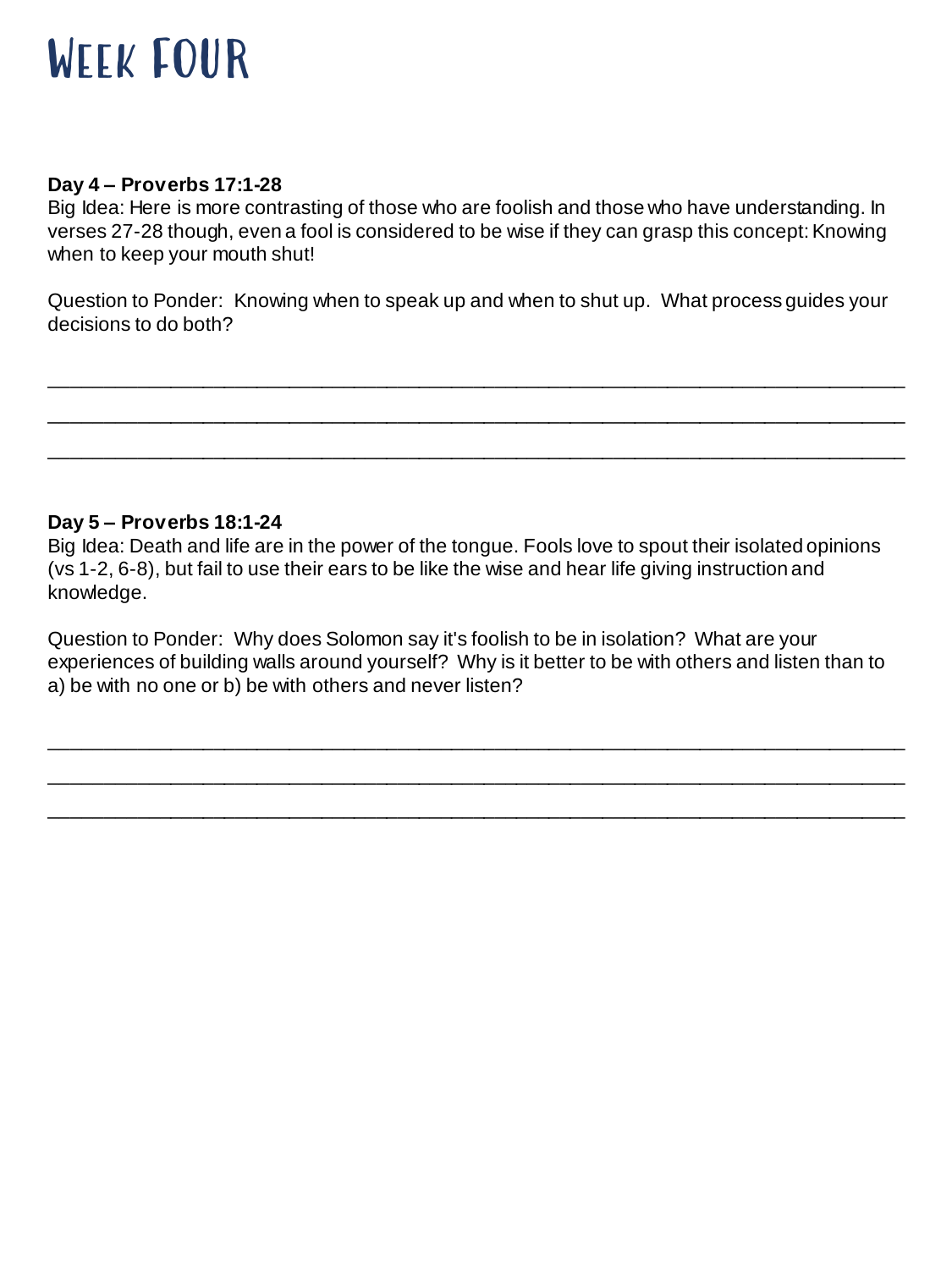# Week Four

**Day 4 – Proverbs 17:1-28**
Big Idea: Here is more contrasting of those who are foolish and those who have understanding. In verses 27-28 though, even a fool is considered to be wise if they can grasp this concept: Knowing when to keep your mouth shut!

Question to Ponder: Knowing when to speak up and when to shut up. What process guides your decisions to do both?

_______________________________________________________________________________

_______________________________________________________________________________

_______________________________________________________________________________

**Day 5 – Proverbs 18:1-24**
Big Idea: Death and life are in the power of the tongue. Fools love to spout their isolated opinions (vs 1-2, 6-8), but fail to use their ears to be like the wise and hear life giving instruction and knowledge.

Question to Ponder: Why does Solomon say it's foolish to be in isolation? What are your experiences of building walls around yourself? Why is it better to be with others and listen than to a) be with no one or b) be with others and never listen?

_______________________________________________________________________________

_______________________________________________________________________________

_______________________________________________________________________________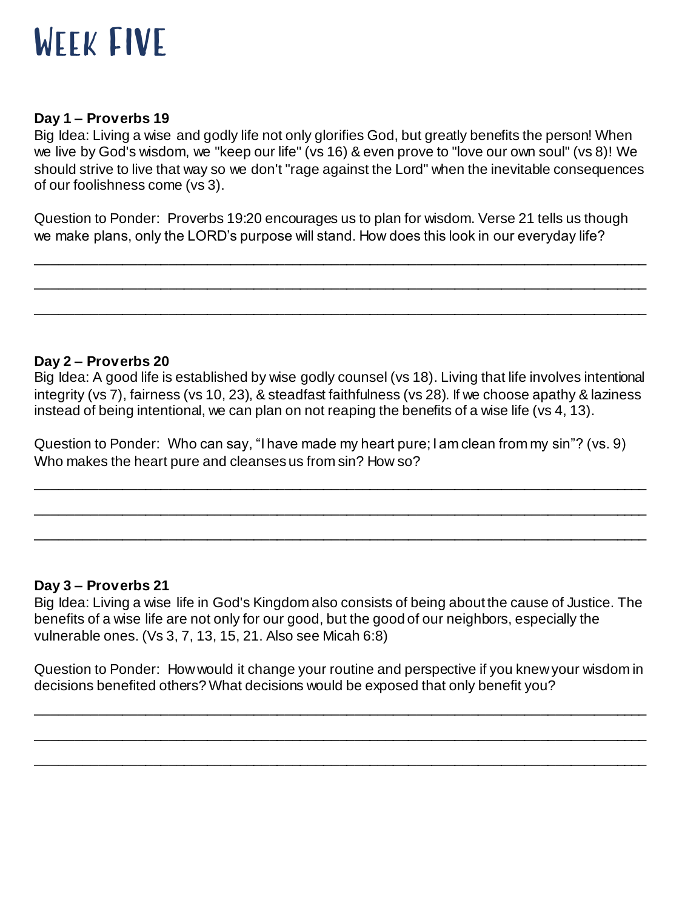# Week Five

**Day 1 – Proverbs 19**
Big Idea: Living a wise and godly life not only glorifies God, but greatly benefits the person! When we live by God's wisdom, we "keep our life" (vs 16) & even prove to "love our own soul" (vs 8)! We should strive to live that way so we don't "rage against the Lord" when the inevitable consequences of our foolishness come (vs 3).

Question to Ponder: Proverbs 19:20 encourages us to plan for wisdom. Verse 21 tells us though we make plans, only the LORD's purpose will stand. How does this look in our everyday life?

______________________________________________________________________

______________________________________________________________________

______________________________________________________________________

**Day 2 – Proverbs 20**
Big Idea: A good life is established by wise godly counsel (vs 18). Living that life involves intentional integrity (vs 7), fairness (vs 10, 23), & steadfast faithfulness (vs 28). If we choose apathy & laziness instead of being intentional, we can plan on not reaping the benefits of a wise life (vs 4, 13).

Question to Ponder: Who can say, "I have made my heart pure; I am clean from my sin"? (vs. 9) Who makes the heart pure and cleanses us from sin? How so?

______________________________________________________________________

______________________________________________________________________

______________________________________________________________________

**Day 3 – Proverbs 21**
Big Idea: Living a wise life in God's Kingdom also consists of being about the cause of Justice. The benefits of a wise life are not only for our good, but the good of our neighbors, especially the vulnerable ones. (Vs 3, 7, 13, 15, 21. Also see Micah 6:8)

Question to Ponder: How would it change your routine and perspective if you knew your wisdom in decisions benefited others? What decisions would be exposed that only benefit you?

______________________________________________________________________

______________________________________________________________________

______________________________________________________________________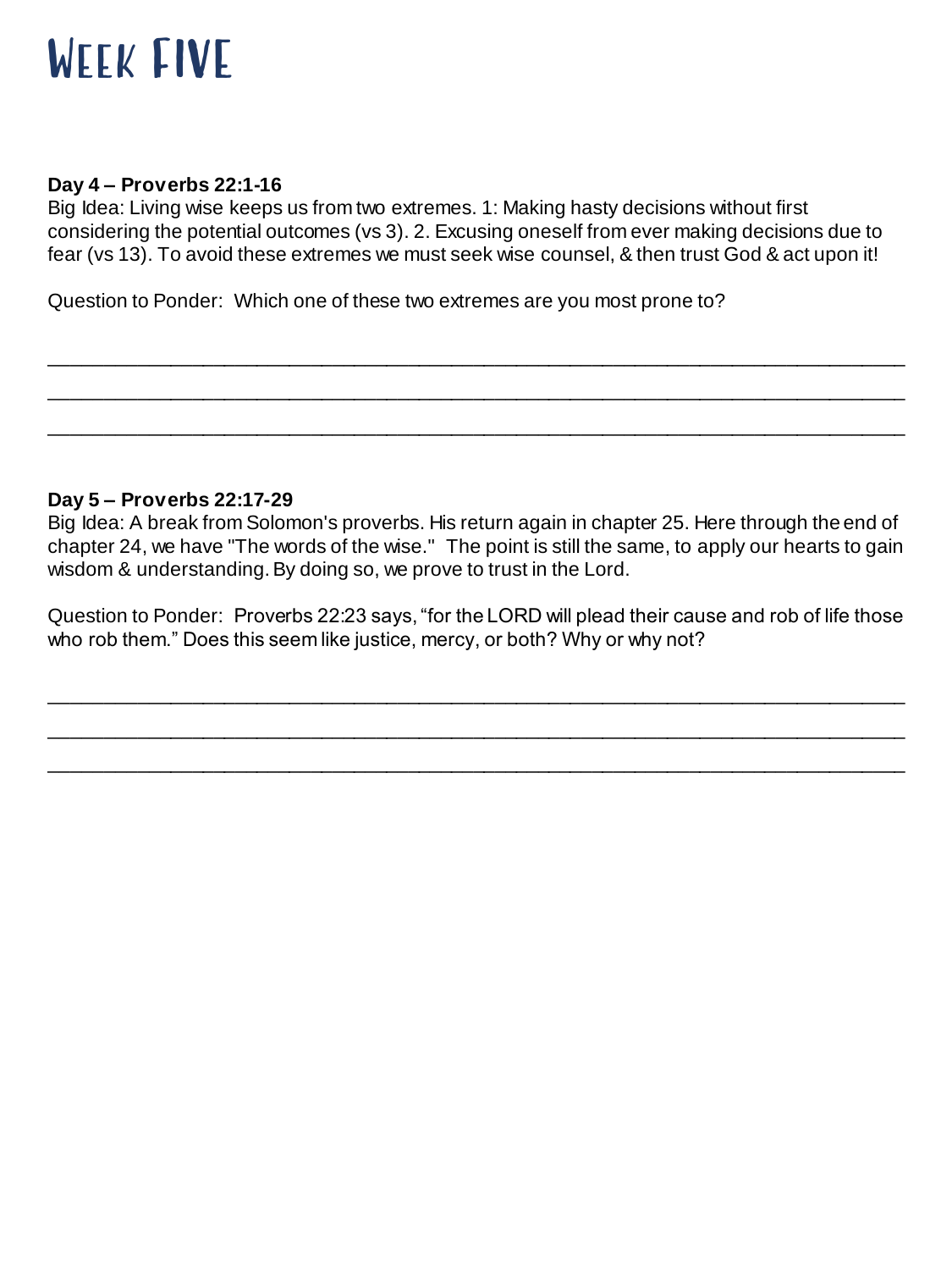# Week Five

**Day 4 – Proverbs 22:1-16**

Big Idea: Living wise keeps us from two extremes. 1: Making hasty decisions without first considering the potential outcomes (vs 3). 2. Excusing oneself from ever making decisions due to fear (vs 13). To avoid these extremes we must seek wise counsel, & then trust God & act upon it!

Question to Ponder: Which one of these two extremes are you most prone to?

\_\_\_\_\_\_\_\_\_\_\_\_\_\_\_\_\_\_\_\_\_\_\_\_\_\_\_\_\_\_\_\_\_\_\_\_\_\_\_\_\_\_\_\_\_\_\_\_\_\_\_\_\_\_\_\_\_\_\_\_\_\_\_\_\_\_\_\_\_\_\_\_

\_\_\_\_\_\_\_\_\_\_\_\_\_\_\_\_\_\_\_\_\_\_\_\_\_\_\_\_\_\_\_\_\_\_\_\_\_\_\_\_\_\_\_\_\_\_\_\_\_\_\_\_\_\_\_\_\_\_\_\_\_\_\_\_\_\_\_\_\_\_\_\_

\_\_\_\_\_\_\_\_\_\_\_\_\_\_\_\_\_\_\_\_\_\_\_\_\_\_\_\_\_\_\_\_\_\_\_\_\_\_\_\_\_\_\_\_\_\_\_\_\_\_\_\_\_\_\_\_\_\_\_\_\_\_\_\_\_\_\_\_\_\_\_\_

**Day 5 – Proverbs 22:17-29**

Big Idea: A break from Solomon's proverbs. His return again in chapter 25. Here through the end of chapter 24, we have "The words of the wise." The point is still the same, to apply our hearts to gain wisdom & understanding. By doing so, we prove to trust in the Lord.

Question to Ponder: Proverbs 22:23 says, "for the LORD will plead their cause and rob of life those who rob them." Does this seem like justice, mercy, or both? Why or why not?

\_\_\_\_\_\_\_\_\_\_\_\_\_\_\_\_\_\_\_\_\_\_\_\_\_\_\_\_\_\_\_\_\_\_\_\_\_\_\_\_\_\_\_\_\_\_\_\_\_\_\_\_\_\_\_\_\_\_\_\_\_\_\_\_\_\_\_\_\_\_\_\_

\_\_\_\_\_\_\_\_\_\_\_\_\_\_\_\_\_\_\_\_\_\_\_\_\_\_\_\_\_\_\_\_\_\_\_\_\_\_\_\_\_\_\_\_\_\_\_\_\_\_\_\_\_\_\_\_\_\_\_\_\_\_\_\_\_\_\_\_\_\_\_\_

\_\_\_\_\_\_\_\_\_\_\_\_\_\_\_\_\_\_\_\_\_\_\_\_\_\_\_\_\_\_\_\_\_\_\_\_\_\_\_\_\_\_\_\_\_\_\_\_\_\_\_\_\_\_\_\_\_\_\_\_\_\_\_\_\_\_\_\_\_\_\_\_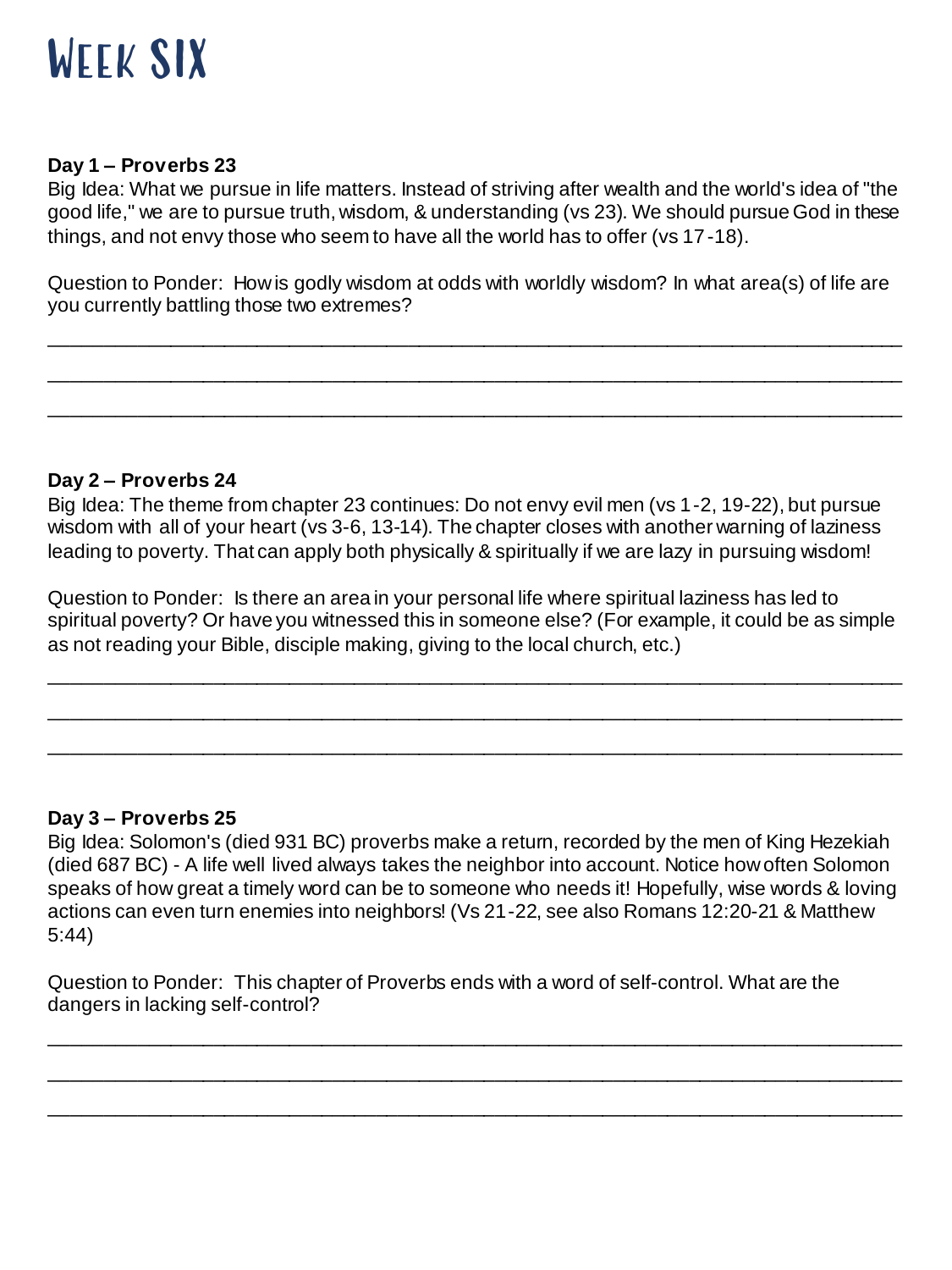# Week Six

**Day 1 – Proverbs 23**

Big Idea: What we pursue in life matters. Instead of striving after wealth and the world's idea of "the good life," we are to pursue truth, wisdom, & understanding (vs 23). We should pursue God in these things, and not envy those who seem to have all the world has to offer (vs 17-18).

Question to Ponder: How is godly wisdom at odds with worldly wisdom? In what area(s) of life are you currently battling those two extremes?

\_\_\_\_\_\_\_\_\_\_\_\_\_\_\_\_\_\_\_\_\_\_\_\_\_\_\_\_\_\_\_\_\_\_\_\_\_\_\_\_\_\_\_\_\_\_\_\_\_\_\_\_\_\_\_\_\_\_\_\_\_\_\_\_\_\_\_\_\_\_

\_\_\_\_\_\_\_\_\_\_\_\_\_\_\_\_\_\_\_\_\_\_\_\_\_\_\_\_\_\_\_\_\_\_\_\_\_\_\_\_\_\_\_\_\_\_\_\_\_\_\_\_\_\_\_\_\_\_\_\_\_\_\_\_\_\_\_\_\_\_

\_\_\_\_\_\_\_\_\_\_\_\_\_\_\_\_\_\_\_\_\_\_\_\_\_\_\_\_\_\_\_\_\_\_\_\_\_\_\_\_\_\_\_\_\_\_\_\_\_\_\_\_\_\_\_\_\_\_\_\_\_\_\_\_\_\_\_\_\_\_

**Day 2 – Proverbs 24**

Big Idea: The theme from chapter 23 continues: Do not envy evil men (vs 1-2, 19-22), but pursue wisdom with all of your heart (vs 3-6, 13-14). The chapter closes with another warning of laziness leading to poverty. That can apply both physically & spiritually if we are lazy in pursuing wisdom!

Question to Ponder: Is there an area in your personal life where spiritual laziness has led to spiritual poverty? Or have you witnessed this in someone else? (For example, it could be as simple as not reading your Bible, disciple making, giving to the local church, etc.)

\_\_\_\_\_\_\_\_\_\_\_\_\_\_\_\_\_\_\_\_\_\_\_\_\_\_\_\_\_\_\_\_\_\_\_\_\_\_\_\_\_\_\_\_\_\_\_\_\_\_\_\_\_\_\_\_\_\_\_\_\_\_\_\_\_\_\_\_\_\_

\_\_\_\_\_\_\_\_\_\_\_\_\_\_\_\_\_\_\_\_\_\_\_\_\_\_\_\_\_\_\_\_\_\_\_\_\_\_\_\_\_\_\_\_\_\_\_\_\_\_\_\_\_\_\_\_\_\_\_\_\_\_\_\_\_\_\_\_\_\_

\_\_\_\_\_\_\_\_\_\_\_\_\_\_\_\_\_\_\_\_\_\_\_\_\_\_\_\_\_\_\_\_\_\_\_\_\_\_\_\_\_\_\_\_\_\_\_\_\_\_\_\_\_\_\_\_\_\_\_\_\_\_\_\_\_\_\_\_\_\_

**Day 3 – Proverbs 25**

Big Idea: Solomon's (died 931 BC) proverbs make a return, recorded by the men of King Hezekiah (died 687 BC) - A life well lived always takes the neighbor into account. Notice how often Solomon speaks of how great a timely word can be to someone who needs it! Hopefully, wise words & loving actions can even turn enemies into neighbors! (Vs 21-22, see also Romans 12:20-21 & Matthew 5:44)

Question to Ponder: This chapter of Proverbs ends with a word of self-control. What are the dangers in lacking self-control?

\_\_\_\_\_\_\_\_\_\_\_\_\_\_\_\_\_\_\_\_\_\_\_\_\_\_\_\_\_\_\_\_\_\_\_\_\_\_\_\_\_\_\_\_\_\_\_\_\_\_\_\_\_\_\_\_\_\_\_\_\_\_\_\_\_\_\_\_\_\_

\_\_\_\_\_\_\_\_\_\_\_\_\_\_\_\_\_\_\_\_\_\_\_\_\_\_\_\_\_\_\_\_\_\_\_\_\_\_\_\_\_\_\_\_\_\_\_\_\_\_\_\_\_\_\_\_\_\_\_\_\_\_\_\_\_\_\_\_\_\_

\_\_\_\_\_\_\_\_\_\_\_\_\_\_\_\_\_\_\_\_\_\_\_\_\_\_\_\_\_\_\_\_\_\_\_\_\_\_\_\_\_\_\_\_\_\_\_\_\_\_\_\_\_\_\_\_\_\_\_\_\_\_\_\_\_\_\_\_\_\_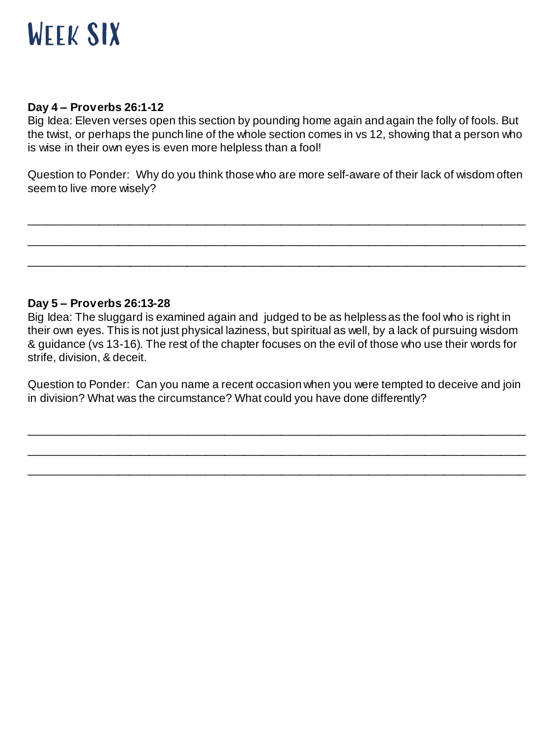# WEEK SIX

**Day 4 – Proverbs 26:1-12**
Big Idea: Eleven verses open this section by pounding home again and again the folly of fools. But the twist, or perhaps the punch line of the whole section comes in vs 12, showing that a person who is wise in their own eyes is even more helpless than a fool!

Question to Ponder: Why do you think those who are more self-aware of their lack of wisdom often seem to live more wisely?

______________________________________________________________________________

______________________________________________________________________________

______________________________________________________________________________

**Day 5 – Proverbs 26:13-28**
Big Idea: The sluggard is examined again and judged to be as helpless as the fool who is right in their own eyes. This is not just physical laziness, but spiritual as well, by a lack of pursuing wisdom & guidance (vs 13-16). The rest of the chapter focuses on the evil of those who use their words for strife, division, & deceit.

Question to Ponder: Can you name a recent occasion when you were tempted to deceive and join in division? What was the circumstance? What could you have done differently?

______________________________________________________________________________

______________________________________________________________________________

______________________________________________________________________________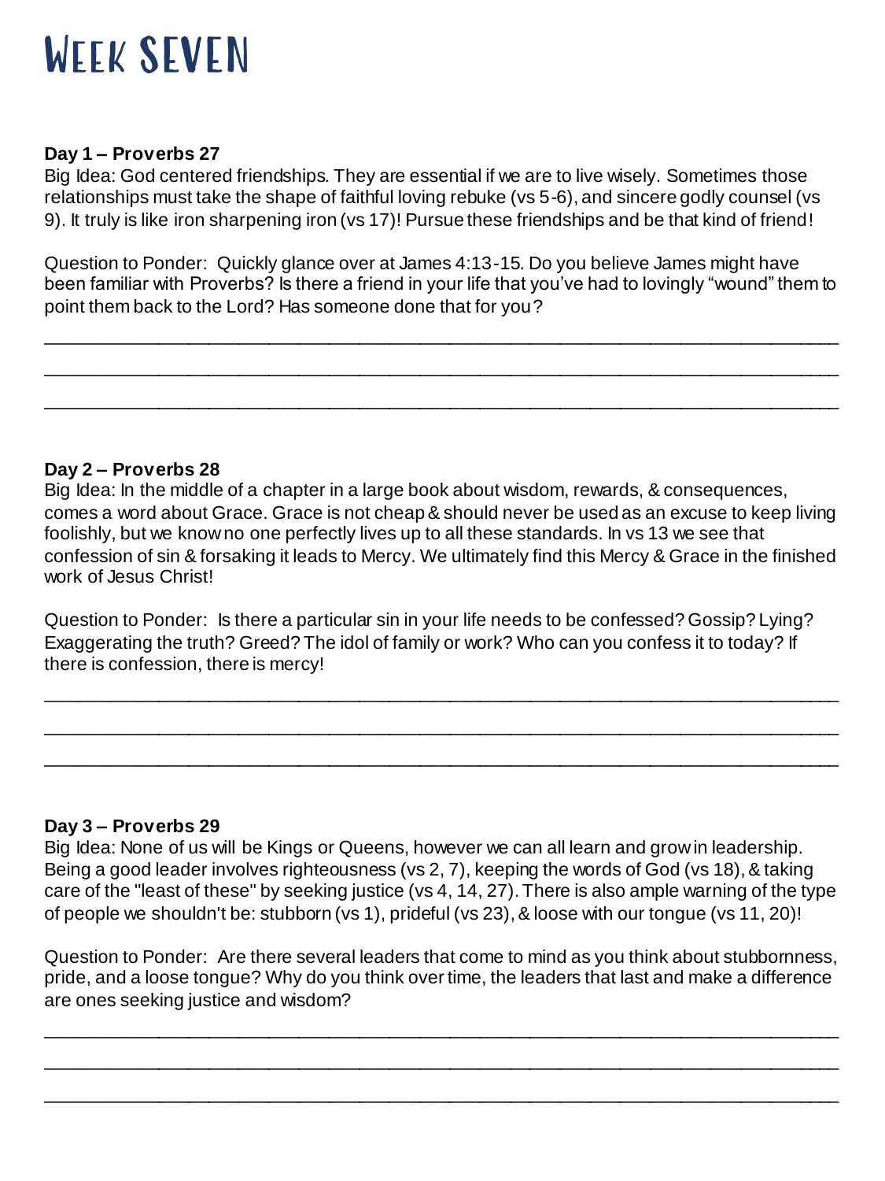# Week Seven

**Day 1 – Proverbs 27**

Big Idea: God centered friendships. They are essential if we are to live wisely. Sometimes those relationships must take the shape of faithful loving rebuke (vs 5-6), and sincere godly counsel (vs 9). It truly is like iron sharpening iron (vs 17)! Pursue these friendships and be that kind of friend!

Question to Ponder: Quickly glance over at James 4:13-15. Do you believe James might have been familiar with Proverbs? Is there a friend in your life that you've had to lovingly "wound" them to point them back to the Lord? Has someone done that for you?

\_\_\_\_\_\_\_\_\_\_\_\_\_\_\_\_\_\_\_\_\_\_\_\_\_\_\_\_\_\_\_\_\_\_\_\_\_\_\_\_\_\_\_\_\_\_\_\_\_\_\_\_\_\_\_\_\_\_\_\_\_\_\_\_\_\_\_\_\_\_

\_\_\_\_\_\_\_\_\_\_\_\_\_\_\_\_\_\_\_\_\_\_\_\_\_\_\_\_\_\_\_\_\_\_\_\_\_\_\_\_\_\_\_\_\_\_\_\_\_\_\_\_\_\_\_\_\_\_\_\_\_\_\_\_\_\_\_\_\_\_

\_\_\_\_\_\_\_\_\_\_\_\_\_\_\_\_\_\_\_\_\_\_\_\_\_\_\_\_\_\_\_\_\_\_\_\_\_\_\_\_\_\_\_\_\_\_\_\_\_\_\_\_\_\_\_\_\_\_\_\_\_\_\_\_\_\_\_\_\_\_

**Day 2 – Proverbs 28**

Big Idea: In the middle of a chapter in a large book about wisdom, rewards, & consequences, comes a word about Grace. Grace is not cheap & should never be used as an excuse to keep living foolishly, but we know no one perfectly lives up to all these standards. In vs 13 we see that confession of sin & forsaking it leads to Mercy. We ultimately find this Mercy & Grace in the finished work of Jesus Christ!

Question to Ponder: Is there a particular sin in your life needs to be confessed? Gossip? Lying? Exaggerating the truth? Greed? The idol of family or work? Who can you confess it to today? If there is confession, there is mercy!

\_\_\_\_\_\_\_\_\_\_\_\_\_\_\_\_\_\_\_\_\_\_\_\_\_\_\_\_\_\_\_\_\_\_\_\_\_\_\_\_\_\_\_\_\_\_\_\_\_\_\_\_\_\_\_\_\_\_\_\_\_\_\_\_\_\_\_\_\_\_

\_\_\_\_\_\_\_\_\_\_\_\_\_\_\_\_\_\_\_\_\_\_\_\_\_\_\_\_\_\_\_\_\_\_\_\_\_\_\_\_\_\_\_\_\_\_\_\_\_\_\_\_\_\_\_\_\_\_\_\_\_\_\_\_\_\_\_\_\_\_

\_\_\_\_\_\_\_\_\_\_\_\_\_\_\_\_\_\_\_\_\_\_\_\_\_\_\_\_\_\_\_\_\_\_\_\_\_\_\_\_\_\_\_\_\_\_\_\_\_\_\_\_\_\_\_\_\_\_\_\_\_\_\_\_\_\_\_\_\_\_

**Day 3 – Proverbs 29**

Big Idea: None of us will be Kings or Queens, however we can all learn and grow in leadership. Being a good leader involves righteousness (vs 2, 7), keeping the words of God (vs 18), & taking care of the "least of these" by seeking justice (vs 4, 14, 27). There is also ample warning of the type of people we shouldn't be: stubborn (vs 1), prideful (vs 23), & loose with our tongue (vs 11, 20)!

Question to Ponder: Are there several leaders that come to mind as you think about stubbornness, pride, and a loose tongue? Why do you think over time, the leaders that last and make a difference are ones seeking justice and wisdom?

\_\_\_\_\_\_\_\_\_\_\_\_\_\_\_\_\_\_\_\_\_\_\_\_\_\_\_\_\_\_\_\_\_\_\_\_\_\_\_\_\_\_\_\_\_\_\_\_\_\_\_\_\_\_\_\_\_\_\_\_\_\_\_\_\_\_\_\_\_\_

\_\_\_\_\_\_\_\_\_\_\_\_\_\_\_\_\_\_\_\_\_\_\_\_\_\_\_\_\_\_\_\_\_\_\_\_\_\_\_\_\_\_\_\_\_\_\_\_\_\_\_\_\_\_\_\_\_\_\_\_\_\_\_\_\_\_\_\_\_\_

\_\_\_\_\_\_\_\_\_\_\_\_\_\_\_\_\_\_\_\_\_\_\_\_\_\_\_\_\_\_\_\_\_\_\_\_\_\_\_\_\_\_\_\_\_\_\_\_\_\_\_\_\_\_\_\_\_\_\_\_\_\_\_\_\_\_\_\_\_\_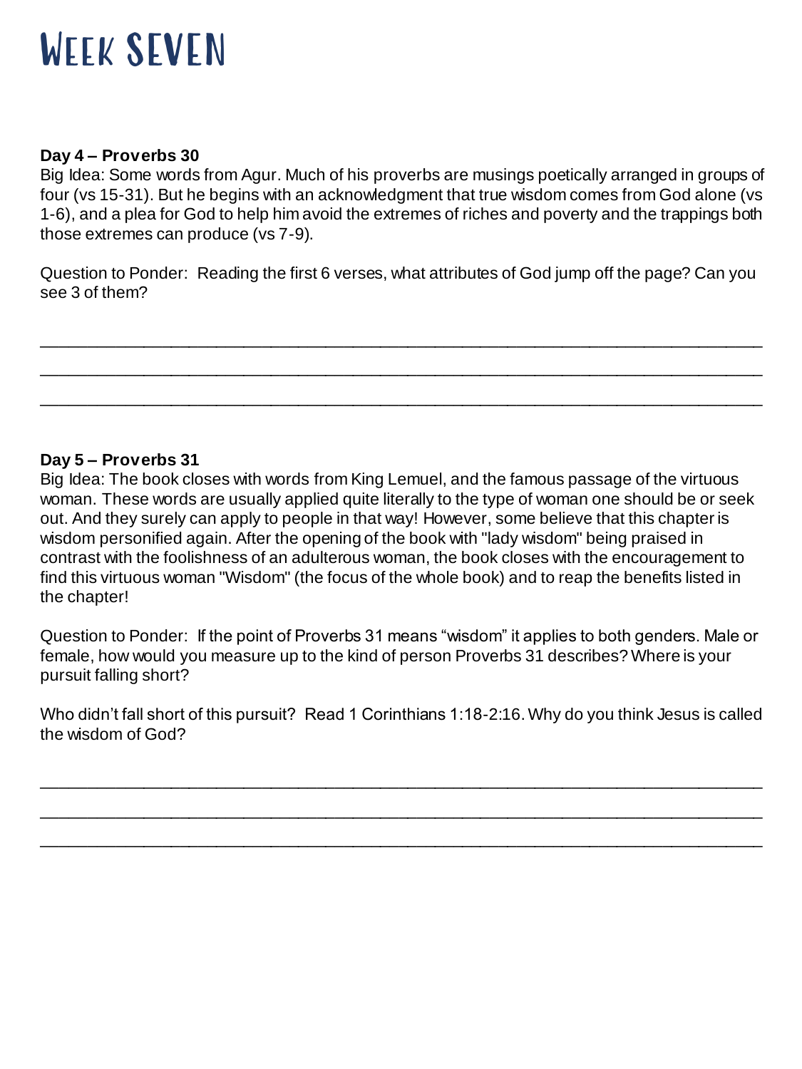# Week Seven

**Day 4 – Proverbs 30**

Big Idea: Some words from Agur. Much of his proverbs are musings poetically arranged in groups of four (vs 15-31). But he begins with an acknowledgment that true wisdom comes from God alone (vs 1-6), and a plea for God to help him avoid the extremes of riches and poverty and the trappings both those extremes can produce (vs 7-9).

Question to Ponder: Reading the first 6 verses, what attributes of God jump off the page? Can you see 3 of them?

\_\_\_\_\_\_\_\_\_\_\_\_\_\_\_\_\_\_\_\_\_\_\_\_\_\_\_\_\_\_\_\_\_\_\_\_\_\_\_\_\_\_\_\_\_\_\_\_\_\_\_\_\_\_\_\_\_\_\_\_\_\_\_\_\_\_\_\_\_\_

\_\_\_\_\_\_\_\_\_\_\_\_\_\_\_\_\_\_\_\_\_\_\_\_\_\_\_\_\_\_\_\_\_\_\_\_\_\_\_\_\_\_\_\_\_\_\_\_\_\_\_\_\_\_\_\_\_\_\_\_\_\_\_\_\_\_\_\_\_\_

\_\_\_\_\_\_\_\_\_\_\_\_\_\_\_\_\_\_\_\_\_\_\_\_\_\_\_\_\_\_\_\_\_\_\_\_\_\_\_\_\_\_\_\_\_\_\_\_\_\_\_\_\_\_\_\_\_\_\_\_\_\_\_\_\_\_\_\_\_\_

**Day 5 – Proverbs 31**

Big Idea: The book closes with words from King Lemuel, and the famous passage of the virtuous woman. These words are usually applied quite literally to the type of woman one should be or seek out. And they surely can apply to people in that way! However, some believe that this chapter is wisdom personified again. After the opening of the book with "lady wisdom" being praised in contrast with the foolishness of an adulterous woman, the book closes with the encouragement to find this virtuous woman "Wisdom" (the focus of the whole book) and to reap the benefits listed in the chapter!

Question to Ponder: If the point of Proverbs 31 means "wisdom" it applies to both genders. Male or female, how would you measure up to the kind of person Proverbs 31 describes? Where is your pursuit falling short?

Who didn't fall short of this pursuit? Read 1 Corinthians 1:18-2:16. Why do you think Jesus is called the wisdom of God?

\_\_\_\_\_\_\_\_\_\_\_\_\_\_\_\_\_\_\_\_\_\_\_\_\_\_\_\_\_\_\_\_\_\_\_\_\_\_\_\_\_\_\_\_\_\_\_\_\_\_\_\_\_\_\_\_\_\_\_\_\_\_\_\_\_\_\_\_\_\_

\_\_\_\_\_\_\_\_\_\_\_\_\_\_\_\_\_\_\_\_\_\_\_\_\_\_\_\_\_\_\_\_\_\_\_\_\_\_\_\_\_\_\_\_\_\_\_\_\_\_\_\_\_\_\_\_\_\_\_\_\_\_\_\_\_\_\_\_\_\_

\_\_\_\_\_\_\_\_\_\_\_\_\_\_\_\_\_\_\_\_\_\_\_\_\_\_\_\_\_\_\_\_\_\_\_\_\_\_\_\_\_\_\_\_\_\_\_\_\_\_\_\_\_\_\_\_\_\_\_\_\_\_\_\_\_\_\_\_\_\_